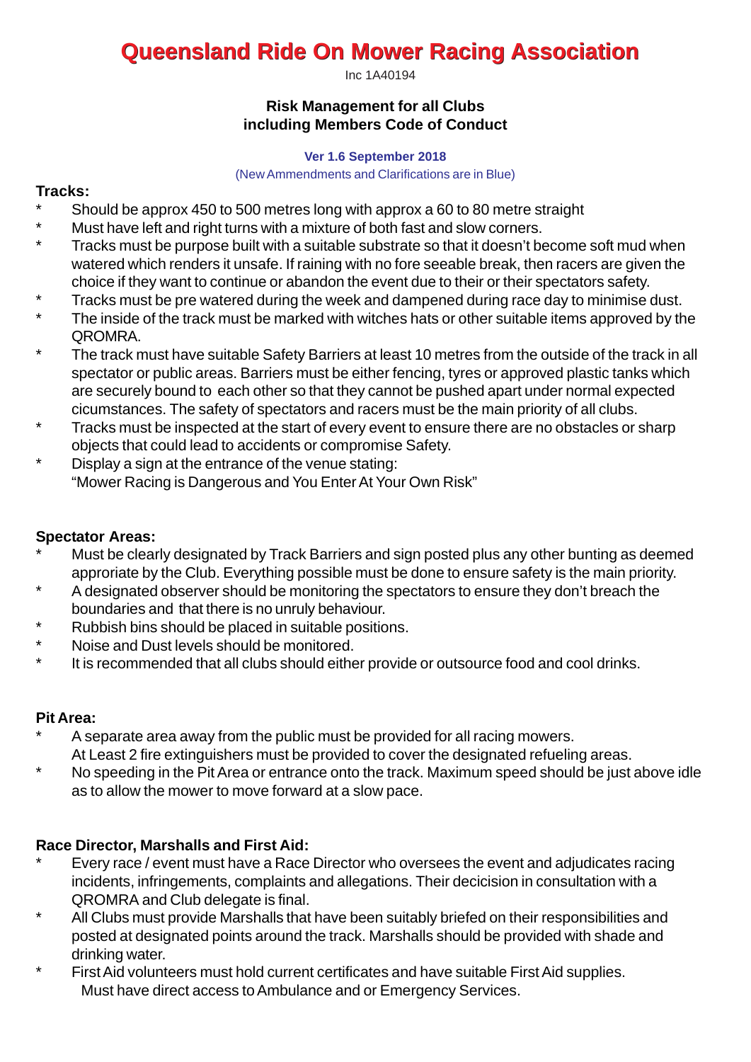# Queensland Ride On Mower Racing Association

Inc 1A40194

## Risk Management for all Clubs including Members Code of Conduct

**Ver 1.6 September 2018**

(New Ammendments and Clarifications are in Blue)

### Tracks:

* Should be approx 450 to 500 metres long with approx a 60 to 80 metre straight
* Must have left and right turns with a mixture of both fast and slow corners.
* Tracks must be purpose built with a suitable substrate so that it doesn't become soft mud when watered which renders it unsafe. If raining with no fore seeable break, then racers are given the choice if they want to continue or abandon the event due to their or their spectators safety.
* Tracks must be pre watered during the week and dampened during race day to minimise dust.
* The inside of the track must be marked with witches hats or other suitable items approved by the QROMRA.
* The track must have suitable Safety Barriers at least 10 metres from the outside of the track in all spectator or public areas. Barriers must be either fencing, tyres or approved plastic tanks which are securely bound to each other so that they cannot be pushed apart under normal expected cicumstances. The safety of spectators and racers must be the main priority of all clubs.
* Tracks must be inspected at the start of every event to ensure there are no obstacles or sharp objects that could lead to accidents or compromise Safety.
* Display a sign at the entrance of the venue stating:
  "Mower Racing is Dangerous and You Enter At Your Own Risk"

### Spectator Areas:

* Must be clearly designated by Track Barriers and sign posted plus any other bunting as deemed approriate by the Club. Everything possible must be done to ensure safety is the main priority.
* A designated observer should be monitoring the spectators to ensure they don't breach the boundaries and that there is no unruly behaviour.
* Rubbish bins should be placed in suitable positions.
* Noise and Dust levels should be monitored.
* It is recommended that all clubs should either provide or outsource food and cool drinks.

### Pit Area:

* A separate area away from the public must be provided for all racing mowers.
  At Least 2 fire extinguishers must be provided to cover the designated refueling areas.
* No speeding in the Pit Area or entrance onto the track. Maximum speed should be just above idle as to allow the mower to move forward at a slow pace.

### Race Director, Marshalls and First Aid:

* Every race / event must have a Race Director who oversees the event and adjudicates racing incidents, infringements, complaints and allegations. Their decicision in consultation with a QROMRA and Club delegate is final.
* All Clubs must provide Marshalls that have been suitably briefed on their responsibilities and posted at designated points around the track. Marshalls should be provided with shade and drinking water.
* First Aid volunteers must hold current certificates and have suitable First Aid supplies.
  Must have direct access to Ambulance and or Emergency Services.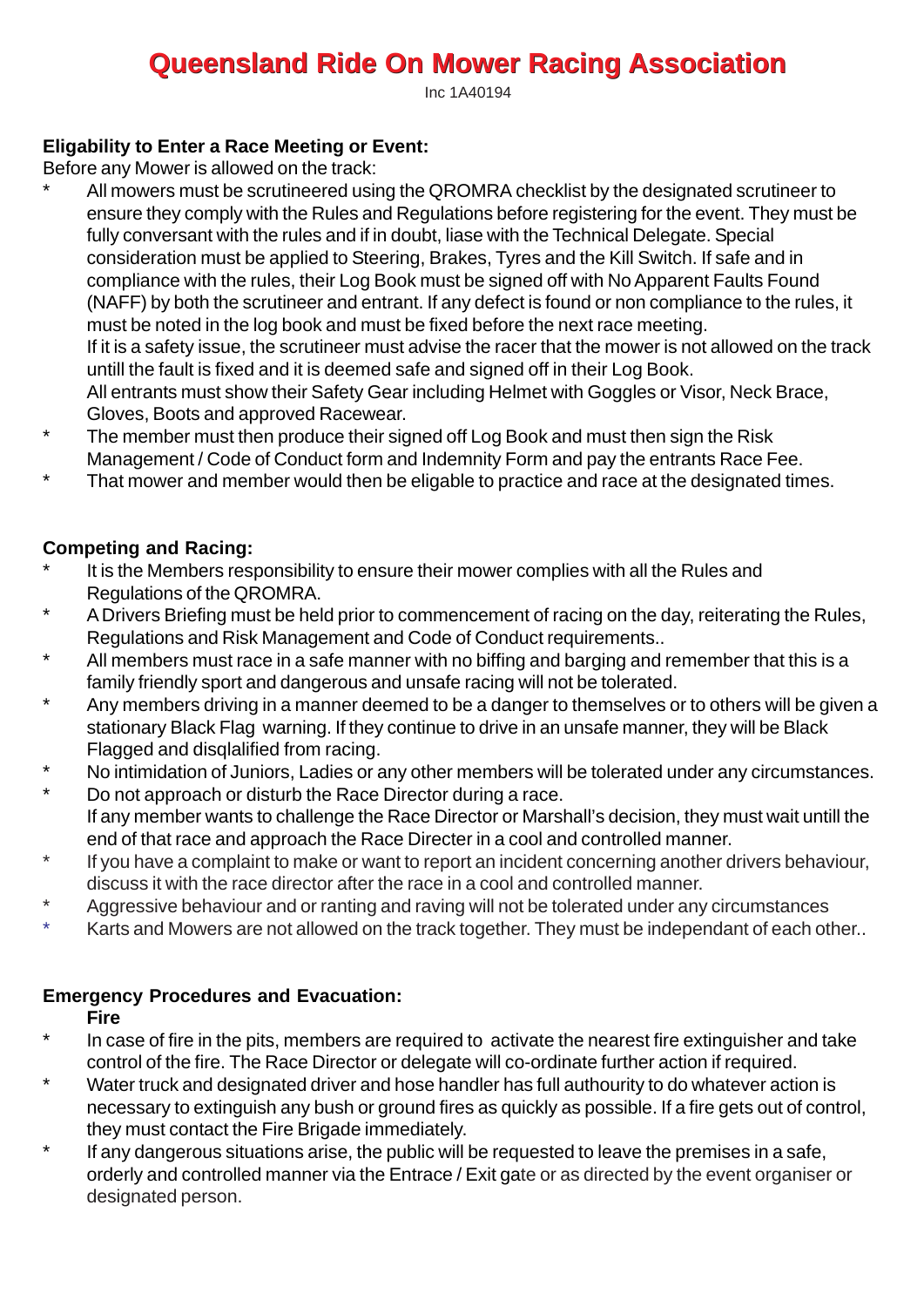# Queensland Ride On Mower Racing Association

Inc 1A40194

**Eligability to Enter a Race Meeting or Event:**

Before any Mower is allowed on the track:

* All mowers must be scrutineered using the QROMRA checklist by the designated scrutineer to ensure they comply with the Rules and Regulations before registering for the event. They must be fully conversant with the rules and if in doubt, liase with the Technical Delegate. Special consideration must be applied to Steering, Brakes, Tyres and the Kill Switch. If safe and in compliance with the rules, their Log Book must be signed off with No Apparent Faults Found (NAFF) by both the scrutineer and entrant. If any defect is found or non compliance to the rules, it must be noted in the log book and must be fixed before the next race meeting.
  If it is a safety issue, the scrutineer must advise the racer that the mower is not allowed on the track untill the fault is fixed and it is deemed safe and signed off in their Log Book.
  All entrants must show their Safety Gear including Helmet with Goggles or Visor, Neck Brace, Gloves, Boots and approved Racewear.
* The member must then produce their signed off Log Book and must then sign the Risk Management / Code of Conduct form and Indemnity Form and pay the entrants Race Fee.
* That mower and member would then be eligable to practice and race at the designated times.

**Competing and Racing:**

* It is the Members responsibility to ensure their mower complies with all the Rules and Regulations of the QROMRA.
* A Drivers Briefing must be held prior to commencement of racing on the day, reiterating the Rules, Regulations and Risk Management and Code of Conduct requirements..
* All members must race in a safe manner with no biffing and barging and remember that this is a family friendly sport and dangerous and unsafe racing will not be tolerated.
* Any members driving in a manner deemed to be a danger to themselves or to others will be given a stationary Black Flag warning. If they continue to drive in an unsafe manner, they will be Black Flagged and disqlalified from racing.
* No intimidation of Juniors, Ladies or any other members will be tolerated under any circumstances.
* Do not approach or disturb the Race Director during a race.
  If any member wants to challenge the Race Director or Marshall's decision, they must wait untill the end of that race and approach the Race Directer in a cool and controlled manner.
* If you have a complaint to make or want to report an incident concerning another drivers behaviour, discuss it with the race director after the race in a cool and controlled manner.
* Aggressive behaviour and or ranting and raving will not be tolerated under any circumstances
* Karts and Mowers are not allowed on the track together. They must be independant of each other..

**Emergency Procedures and Evacuation:**

**Fire**

* In case of fire in the pits, members are required to activate the nearest fire extinguisher and take control of the fire. The Race Director or delegate will co-ordinate further action if required.
* Water truck and designated driver and hose handler has full authourity to do whatever action is necessary to extinguish any bush or ground fires as quickly as possible. If a fire gets out of control, they must contact the Fire Brigade immediately.
* If any dangerous situations arise, the public will be requested to leave the premises in a safe, orderly and controlled manner via the Entrace / Exit gate or as directed by the event organiser or designated person.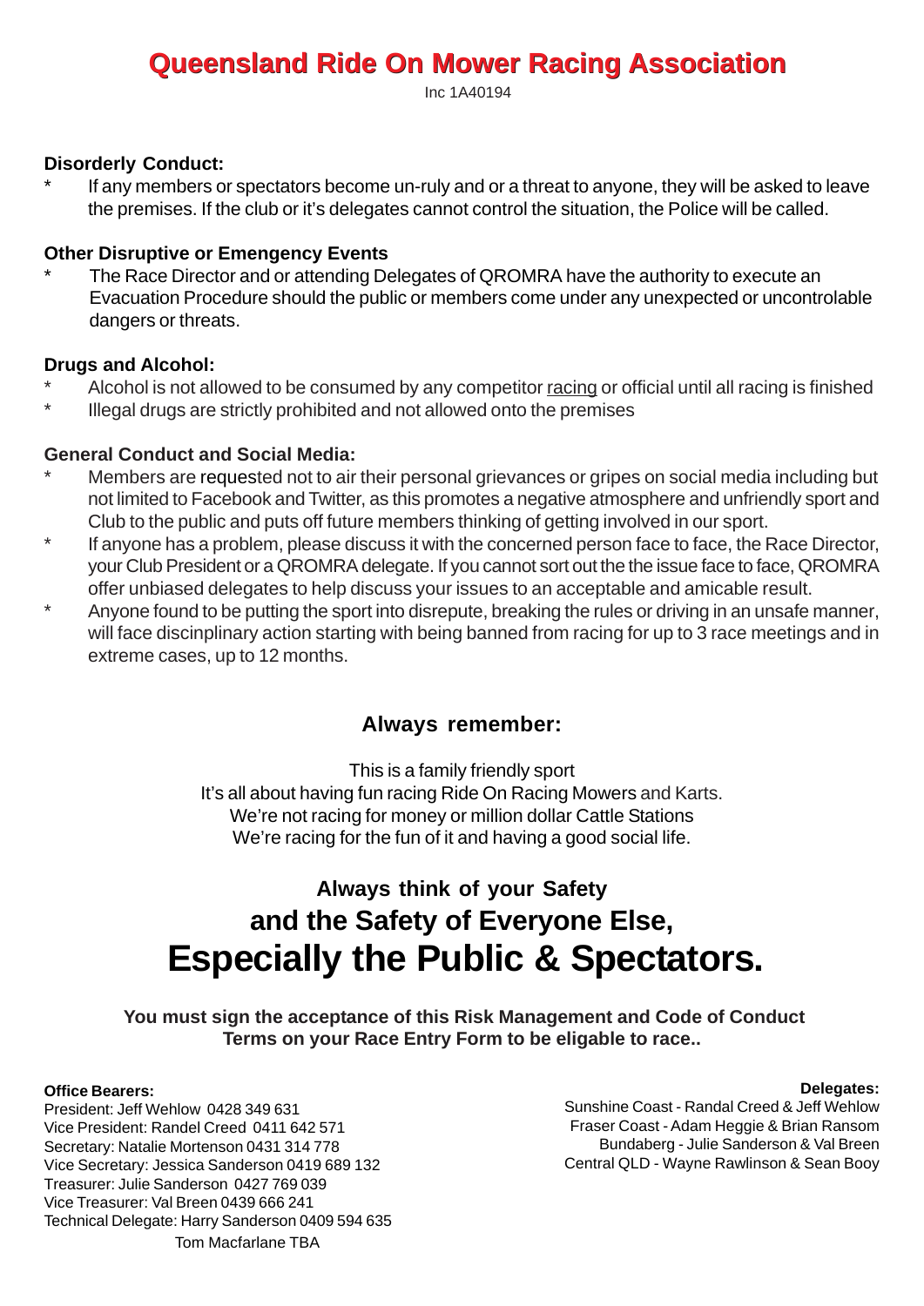# Queensland Ride On Mower Racing Association

Inc 1A40194

**Disorderly Conduct:**

* If any members or spectators become un-ruly and or a threat to anyone, they will be asked to leave the premises. If the club or it's delegates cannot control the situation, the Police will be called.

**Other Disruptive or Emergency Events**

* The Race Director and or attending Delegates of QROMRA have the authority to execute an Evacuation Procedure should the public or members come under any unexpected or uncontrolable dangers or threats.

**Drugs and Alcohol:**

* Alcohol is not allowed to be consumed by any competitor <u>racing</u> or official until all racing is finished
* Illegal drugs are strictly prohibited and not allowed onto the premises

**General Conduct and Social Media:**

* Members are requested not to air their personal grievances or gripes on social media including but not limited to Facebook and Twitter, as this promotes a negative atmosphere and unfriendly sport and Club to the public and puts off future members thinking of getting involved in our sport.
* If anyone has a problem, please discuss it with the concerned person face to face, the Race Director, your Club President or a QROMRA delegate. If you cannot sort out the the issue face to face, QROMRA offer unbiased delegates to help discuss your issues to an acceptable and amicable result.
* Anyone found to be putting the sport into disrepute, breaking the rules or driving in an unsafe manner, will face discinplinary action starting with being banned from racing for up to 3 race meetings and in extreme cases, up to 12 months.

## Always remember:

This is a family friendly sport
It's all about having fun racing Ride On Racing Mowers and Karts.
We're not racing for money or million dollar Cattle Stations
We're racing for the fun of it and having a good social life.

## Always think of your Safety and the Safety of Everyone Else, Especially the Public & Spectators.

**You must sign the acceptance of this Risk Management and Code of Conduct Terms on your Race Entry Form to be eligable to race..**

**Office Bearers:**

President: Jeff Wehlow 0428 349 631
Vice President: Randel Creed 0411 642 571
Secretary: Natalie Mortenson 0431 314 778
Vice Secretary: Jessica Sanderson 0419 689 132
Treasurer: Julie Sanderson 0427 769 039
Vice Treasurer: Val Breen 0439 666 241
Technical Delegate: Harry Sanderson 0409 594 635
Tom Macfarlane TBA

**Delegates:**

Sunshine Coast - Randal Creed & Jeff Wehlow
Fraser Coast - Adam Heggie & Brian Ransom
Bundaberg - Julie Sanderson & Val Breen
Central QLD - Wayne Rawlinson & Sean Booy